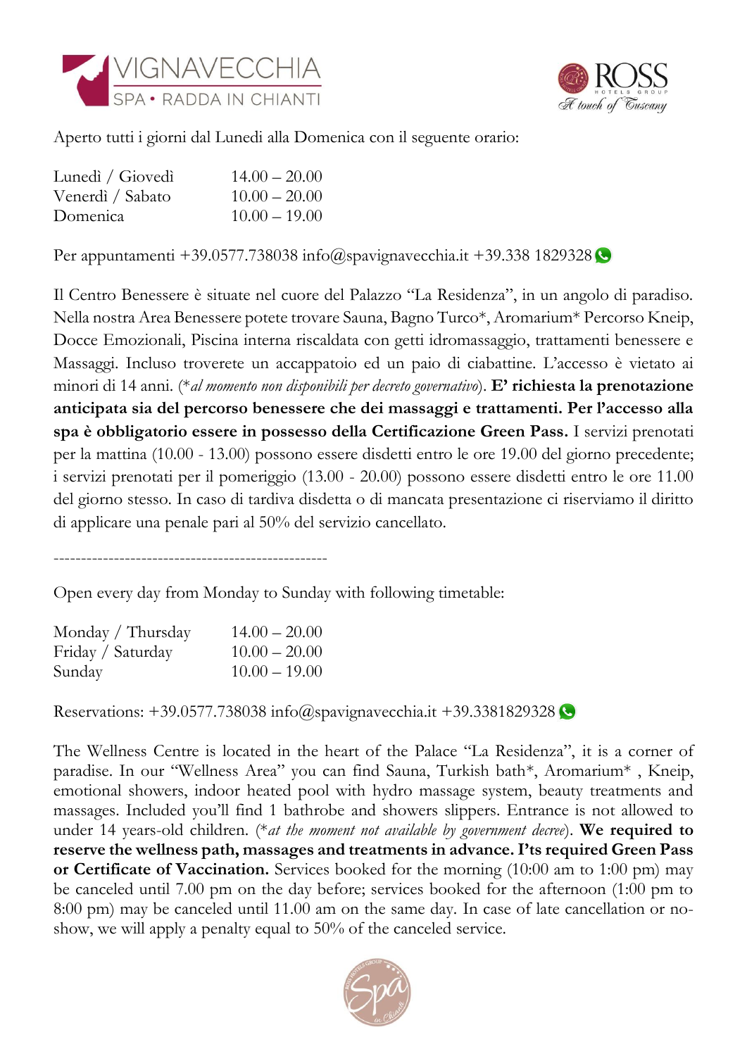VIGNAVECCHIA
SPA • RADDA IN CHIANTI

ROSS HOTELS GROUP
A touch of Tuscany

Aperto tutti i giorni dal Lunedi alla Domenica con il seguente orario:

| | |
|---|---|
| Lunedì / Giovedì | 14.00 – 20.00 |
| Venerdì / Sabato | 10.00 – 20.00 |
| Domenica | 10.00 – 19.00 |

Per appuntamenti +39.0577.738038 info@spavignavecchia.it +39.338 1829328

Il Centro Benessere è situate nel cuore del Palazzo "La Residenza", in un angolo di paradiso. Nella nostra Area Benessere potete trovare Sauna, Bagno Turco*, Aromarium* Percorso Kneip, Docce Emozionali, Piscina interna riscaldata con getti idromassaggio, trattamenti benessere e Massaggi. Incluso troverete un accappatoio ed un paio di ciabattine. L'accesso è vietato ai minori di 14 anni. (*al momento non disponibili per decreto governativo*). **E' richiesta la prenotazione anticipata sia del percorso benessere che dei massaggi e trattamenti. Per l'accesso alla spa è obbligatorio essere in possesso della Certificazione Green Pass.** I servizi prenotati per la mattina (10.00 - 13.00) possono essere disdetti entro le ore 19.00 del giorno precedente; i servizi prenotati per il pomeriggio (13.00 - 20.00) possono essere disdetti entro le ore 11.00 del giorno stesso. In caso di tardiva disdetta o di mancata presentazione ci riserviamo il diritto di applicare una penale pari al 50% del servizio cancellato.

--------------------------------------------------

Open every day from Monday to Sunday with following timetable:

| | |
|---|---|
| Monday / Thursday | 14.00 – 20.00 |
| Friday / Saturday | 10.00 – 20.00 |
| Sunday | 10.00 – 19.00 |

Reservations: +39.0577.738038 info@spavignavecchia.it +39.3381829328

The Wellness Centre is located in the heart of the Palace "La Residenza", it is a corner of paradise. In our "Wellness Area" you can find Sauna, Turkish bath*, Aromarium* , Kneip, emotional showers, indoor heated pool with hydro massage system, beauty treatments and massages. Included you'll find 1 bathrobe and showers slippers. Entrance is not allowed to under 14 years-old children. (*at the moment not available by government decree*). **We required to reserve the wellness path, massages and treatments in advance. I'ts required Green Pass or Certificate of Vaccination.** Services booked for the morning (10:00 am to 1:00 pm) may be canceled until 7.00 pm on the day before; services booked for the afternoon (1:00 pm to 8:00 pm) may be canceled until 11.00 am on the same day. In case of late cancellation or no-show, we will apply a penalty equal to 50% of the canceled service.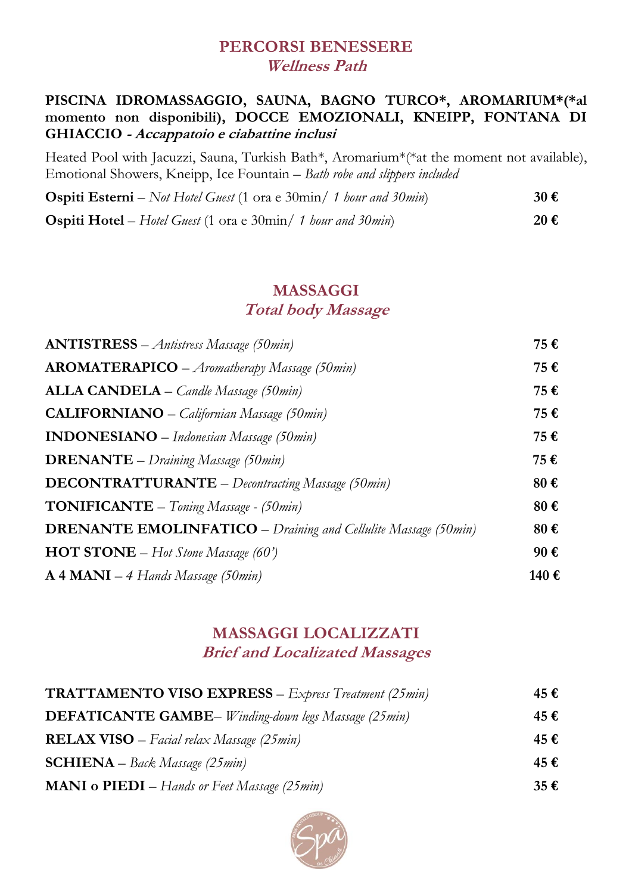## PERCORSI BENESSERE
### *Wellness Path*

**PISCINA IDROMASSAGGIO, SAUNA, BAGNO TURCO\*, AROMARIUM\*(\*al momento non disponibili), DOCCE EMOZIONALI, KNEIPP, FONTANA DI GHIACCIO - *Accappatoio e ciabattine inclusi***

Heated Pool with Jacuzzi, Sauna, Turkish Bath\*, Aromarium\*(\*at the moment not available), Emotional Showers, Kneipp, Ice Fountain – *Bath robe and slippers included*

| | |
|---|---|
| **Ospiti Esterni** – *Not Hotel Guest* (1 ora e 30min/ *1 hour and 30min*) | **30 €** |
| **Ospiti Hotel** – *Hotel Guest* (1 ora e 30min/ *1 hour and 30min*) | **20 €** |

## MASSAGGI
### *Total body Massage*

| | |
|---|---|
| **ANTISTRESS** – *Antistress Massage (50min)* | **75 €** |
| **AROMATERAPICO** – *Aromatherapy Massage (50min)* | **75 €** |
| **ALLA CANDELA** – *Candle Massage (50min)* | **75 €** |
| **CALIFORNIANO** – *Californian Massage (50min)* | **75 €** |
| **INDONESIANO** – *Indonesian Massage (50min)* | **75 €** |
| **DRENANTE** – *Draining Massage (50min)* | **75 €** |
| **DECONTRATTURANTE** – *Decontracting Massage (50min)* | **80 €** |
| **TONIFICANTE** – *Toning Massage - (50min)* | **80 €** |
| **DRENANTE EMOLINFATICO** – *Draining and Cellulite Massage (50min)* | **80 €** |
| **HOT STONE** – *Hot Stone Massage (60')* | **90 €** |
| **A 4 MANI** – *4 Hands Massage (50min)* | **140 €** |

## MASSAGGI LOCALIZZATI
### *Brief and Localizated Massages*

| | |
|---|---|
| **TRATTAMENTO VISO EXPRESS** – *Express Treatment (25min)* | **45 €** |
| **DEFATICANTE GAMBE**– *Winding-down legs Massage (25min)* | **45 €** |
| **RELAX VISO** – *Facial relax Massage (25min)* | **45 €** |
| **SCHIENA** – *Back Massage (25min)* | **45 €** |
| **MANI o PIEDI** – *Hands or Feet Massage (25min)* | **35 €** |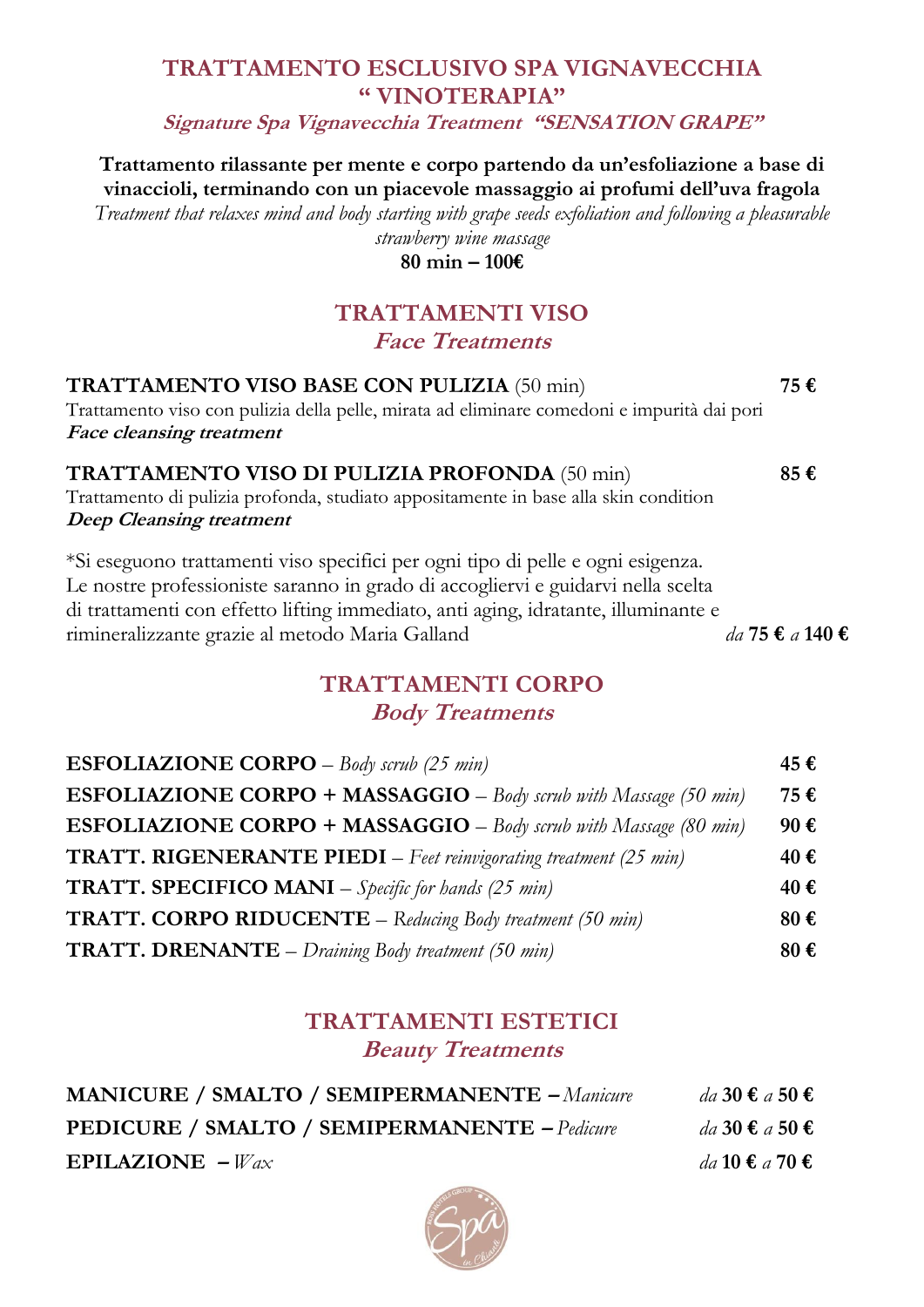## TRATTAMENTO ESCLUSIVO SPA VIGNAVECCHIA
## " VINOTERAPIA"

***Signature Spa Vignavecchia Treatment "SENSATION GRAPE"***

**Trattamento rilassante per mente e corpo partendo da un'esfoliazione a base di vinaccioli, terminando con un piacevole massaggio ai profumi dell'uva fragola**

*Treatment that relaxes mind and body starting with grape seeds exfoliation and following a pleasurable strawberry wine massage*

**80 min – 100€**

## TRATTAMENTI VISO

***Face Treatments***

**TRATTAMENTO VISO BASE CON PULIZIA** (50 min) — **75 €**

Trattamento viso con pulizia della pelle, mirata ad eliminare comedoni e impurità dai pori

***Face cleansing treatment***

**TRATTAMENTO VISO DI PULIZIA PROFONDA** (50 min) — **85 €**

Trattamento di pulizia profonda, studiato appositamente in base alla skin condition

***Deep Cleansing treatment***

*Si eseguono trattamenti viso specifici per ogni tipo di pelle e ogni esigenza.
Le nostre professioniste saranno in grado di accogliervi e guidarvi nella scelta di trattamenti con effetto lifting immediato, anti aging, idratante, illuminante e rimineralizzante grazie al metodo Maria Galland — *da* **75 €** *a* **140 €**

## TRATTAMENTI CORPO

***Body Treatments***

| | |
|---|---|
| **ESFOLIAZIONE CORPO** – *Body scrub (25 min)* | **45 €** |
| **ESFOLIAZIONE CORPO + MASSAGGIO** – *Body scrub with Massage (50 min)* | **75 €** |
| **ESFOLIAZIONE CORPO + MASSAGGIO** – *Body scrub with Massage (80 min)* | **90 €** |
| **TRATT. RIGENERANTE PIEDI** – *Feet reinvigorating treatment (25 min)* | **40 €** |
| **TRATT. SPECIFICO MANI** – *Specific for hands (25 min)* | **40 €** |
| **TRATT. CORPO RIDUCENTE** – *Reducing Body treatment (50 min)* | **80 €** |
| **TRATT. DRENANTE** – *Draining Body treatment (50 min)* | **80 €** |

## TRATTAMENTI ESTETICI

***Beauty Treatments***

| | |
|---|---|
| **MANICURE / SMALTO / SEMIPERMANENTE** – *Manicure* | *da* **30 €** *a* **50 €** |
| **PEDICURE / SMALTO / SEMIPERMANENTE** – *Pedicure* | *da* **30 €** *a* **50 €** |
| **EPILAZIONE** – *Wax* | *da* **10 €** *a* **70 €** |